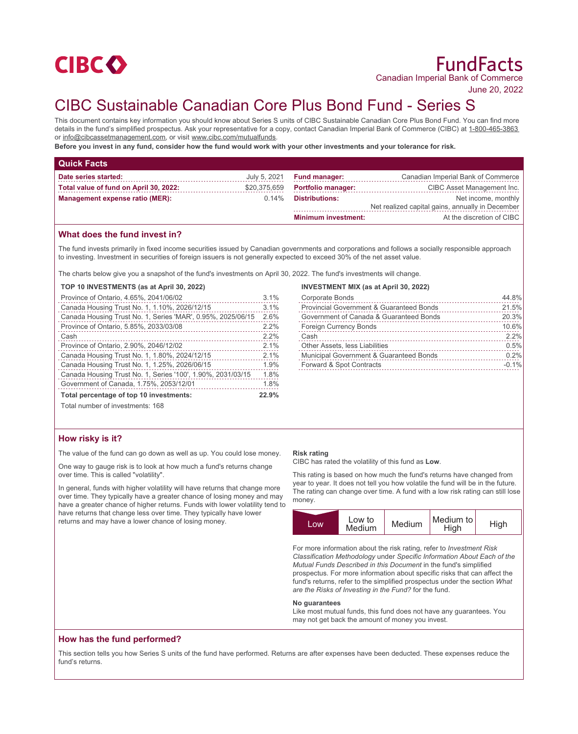CIBC

# FundFacts

Canadian Imperial Bank of Commerce

June 20, 2022

# CIBC Sustainable Canadian Core Plus Bond Fund - Series S

This document contains key information you should know about Series S units of CIBC Sustainable Canadian Core Plus Bond Fund. You can find more details in the fund's simplified prospectus. Ask your representative for a copy, contact Canadian Imperial Bank of Commerce (CIBC) at 1-800-465-3863 or info@cibcassetmanagement.com, or visit www.cibc.com/mutualfunds.

**Before you invest in any fund, consider how the fund would work with your other investments and your tolerance for risk.**

## Quick Facts

| | | | |
|---|---|---|---|
| **Date series started:** | July 5, 2021 | **Fund manager:** | Canadian Imperial Bank of Commerce |
| **Total value of fund on April 30, 2022:** | $20,375,659 | **Portfolio manager:** | CIBC Asset Management Inc. |
| **Management expense ratio (MER):** | 0.14% | **Distributions:** | Net income, monthly<br>Net realized capital gains, annually in December |
| | | **Minimum investment:** | At the discretion of CIBC |

## What does the fund invest in?

The fund invests primarily in fixed income securities issued by Canadian governments and corporations and follows a socially responsible approach to investing. Investment in securities of foreign issuers is not generally expected to exceed 30% of the net asset value.

The charts below give you a snapshot of the fund's investments on April 30, 2022. The fund's investments will change.

**TOP 10 INVESTMENTS (as at April 30, 2022)**

| | |
|---|---|
| Province of Ontario, 4.65%, 2041/06/02 | 3.1% |
| Canada Housing Trust No. 1, 1.10%, 2026/12/15 | 3.1% |
| Canada Housing Trust No. 1, Series 'MAR', 0.95%, 2025/06/15 | 2.6% |
| Province of Ontario, 5.85%, 2033/03/08 | 2.2% |
| Cash | 2.2% |
| Province of Ontario, 2.90%, 2046/12/02 | 2.1% |
| Canada Housing Trust No. 1, 1.80%, 2024/12/15 | 2.1% |
| Canada Housing Trust No. 1, 1.25%, 2026/06/15 | 1.9% |
| Canada Housing Trust No. 1, Series '100', 1.90%, 2031/03/15 | 1.8% |
| Government of Canada, 1.75%, 2053/12/01 | 1.8% |
| **Total percentage of top 10 investments:** | **22.9%** |

Total number of investments: 168

**INVESTMENT MIX (as at April 30, 2022)**

| | |
|---|---|
| Corporate Bonds | 44.8% |
| Provincial Government & Guaranteed Bonds | 21.5% |
| Government of Canada & Guaranteed Bonds | 20.3% |
| Foreign Currency Bonds | 10.6% |
| Cash | 2.2% |
| Other Assets, less Liabilities | 0.5% |
| Municipal Government & Guaranteed Bonds | 0.2% |
| Forward & Spot Contracts | -0.1% |

## How risky is it?

The value of the fund can go down as well as up. You could lose money.

One way to gauge risk is to look at how much a fund's returns change over time. This is called "volatility".

In general, funds with higher volatility will have returns that change more over time. They typically have a greater chance of losing money and may have a greater chance of higher returns. Funds with lower volatility tend to have returns that change less over time. They typically have lower returns and may have a lower chance of losing money.

**Risk rating**

CIBC has rated the volatility of this fund as **Low**.

This rating is based on how much the fund's returns have changed from year to year. It does not tell you how volatile the fund will be in the future. The rating can change over time. A fund with a low risk rating can still lose money.

| **Low** | Low to Medium | Medium | Medium to High | High |
|---|---|---|---|---|

For more information about the risk rating, refer to *Investment Risk Classification Methodology* under *Specific Information About Each of the Mutual Funds Described in this Document* in the fund's simplified prospectus. For more information about specific risks that can affect the fund's returns, refer to the simplified prospectus under the section *What are the Risks of Investing in the Fund?* for the fund.

**No guarantees**

Like most mutual funds, this fund does not have any guarantees. You may not get back the amount of money you invest.

## How has the fund performed?

This section tells you how Series S units of the fund have performed. Returns are after expenses have been deducted. These expenses reduce the fund's returns.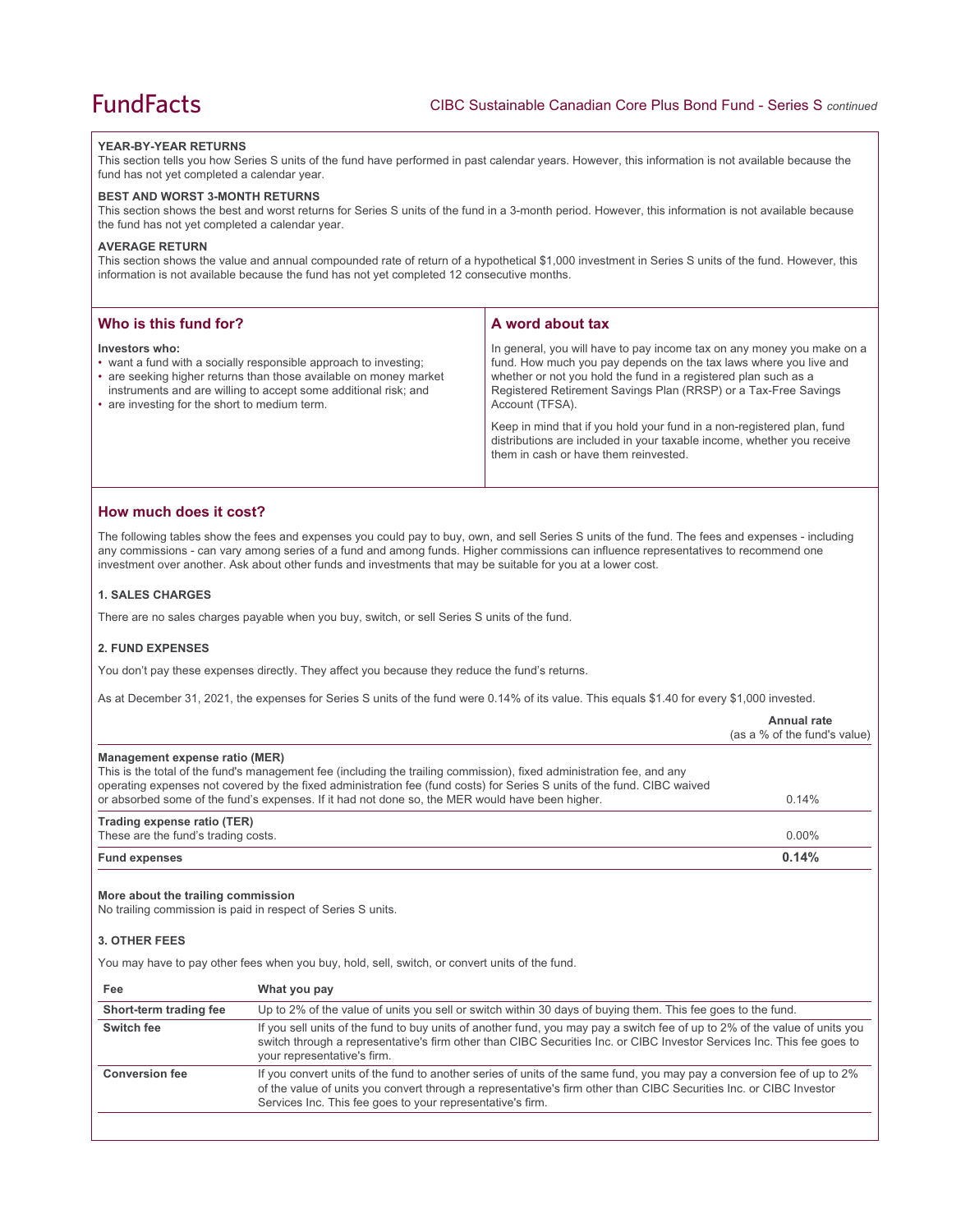### YEAR-BY-YEAR RETURNS

This section tells you how Series S units of the fund have performed in past calendar years. However, this information is not available because the fund has not yet completed a calendar year.

### BEST AND WORST 3-MONTH RETURNS

This section shows the best and worst returns for Series S units of the fund in a 3-month period. However, this information is not available because the fund has not yet completed a calendar year.

### AVERAGE RETURN

This section shows the value and annual compounded rate of return of a hypothetical $1,000 investment in Series S units of the fund. However, this information is not available because the fund has not yet completed 12 consecutive months.

## Who is this fund for?

**Investors who:**

- want a fund with a socially responsible approach to investing;
- are seeking higher returns than those available on money market instruments and are willing to accept some additional risk; and
- are investing for the short to medium term.

## A word about tax

In general, you will have to pay income tax on any money you make on a fund. How much you pay depends on the tax laws where you live and whether or not you hold the fund in a registered plan such as a Registered Retirement Savings Plan (RRSP) or a Tax-Free Savings Account (TFSA).

Keep in mind that if you hold your fund in a non-registered plan, fund distributions are included in your taxable income, whether you receive them in cash or have them reinvested.

## How much does it cost?

The following tables show the fees and expenses you could pay to buy, own, and sell Series S units of the fund. The fees and expenses - including any commissions - can vary among series of a fund and among funds. Higher commissions can influence representatives to recommend one investment over another. Ask about other funds and investments that may be suitable for you at a lower cost.

### 1. SALES CHARGES

There are no sales charges payable when you buy, switch, or sell Series S units of the fund.

### 2. FUND EXPENSES

You don't pay these expenses directly. They affect you because they reduce the fund's returns.

As at December 31, 2021, the expenses for Series S units of the fund were 0.14% of its value. This equals $1.40 for every $1,000 invested.

| | Annual rate (as a % of the fund's value) |
|---|---|
| **Management expense ratio (MER)**<br>This is the total of the fund's management fee (including the trailing commission), fixed administration fee, and any operating expenses not covered by the fixed administration fee (fund costs) for Series S units of the fund. CIBC waived or absorbed some of the fund's expenses. If it had not done so, the MER would have been higher. | 0.14% |
| **Trading expense ratio (TER)**<br>These are the fund's trading costs. | 0.00% |
| **Fund expenses** | **0.14%** |

**More about the trailing commission**

No trailing commission is paid in respect of Series S units.

### 3. OTHER FEES

You may have to pay other fees when you buy, hold, sell, switch, or convert units of the fund.

| Fee | What you pay |
|---|---|
| **Short-term trading fee** | Up to 2% of the value of units you sell or switch within 30 days of buying them. This fee goes to the fund. |
| **Switch fee** | If you sell units of the fund to buy units of another fund, you may pay a switch fee of up to 2% of the value of units you switch through a representative's firm other than CIBC Securities Inc. or CIBC Investor Services Inc. This fee goes to your representative's firm. |
| **Conversion fee** | If you convert units of the fund to another series of units of the same fund, you may pay a conversion fee of up to 2% of the value of units you convert through a representative's firm other than CIBC Securities Inc. or CIBC Investor Services Inc. This fee goes to your representative's firm. |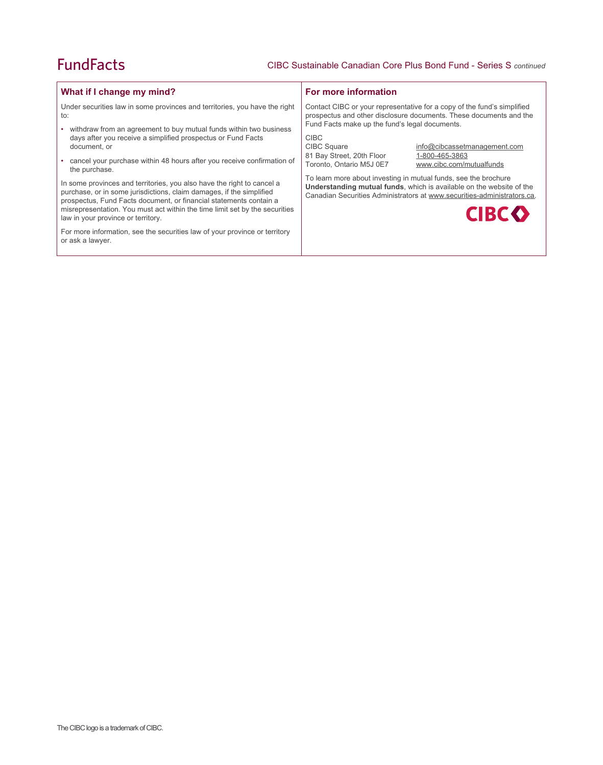## What if I change my mind?

Under securities law in some provinces and territories, you have the right to:

- withdraw from an agreement to buy mutual funds within two business days after you receive a simplified prospectus or Fund Facts document, or
- cancel your purchase within 48 hours after you receive confirmation of the purchase.

In some provinces and territories, you also have the right to cancel a purchase, or in some jurisdictions, claim damages, if the simplified prospectus, Fund Facts document, or financial statements contain a misrepresentation. You must act within the time limit set by the securities law in your province or territory.

For more information, see the securities law of your province or territory or ask a lawyer.

## For more information

Contact CIBC or your representative for a copy of the fund's simplified prospectus and other disclosure documents. These documents and the Fund Facts make up the fund's legal documents.

CIBC
CIBC Square
81 Bay Street, 20th Floor
Toronto, Ontario M5J 0E7

info@cibcassetmanagement.com
1-800-465-3863
www.cibc.com/mutualfunds

To learn more about investing in mutual funds, see the brochure **Understanding mutual funds**, which is available on the website of the Canadian Securities Administrators at www.securities-administrators.ca.

CIBC

The CIBC logo is a trademark of CIBC.